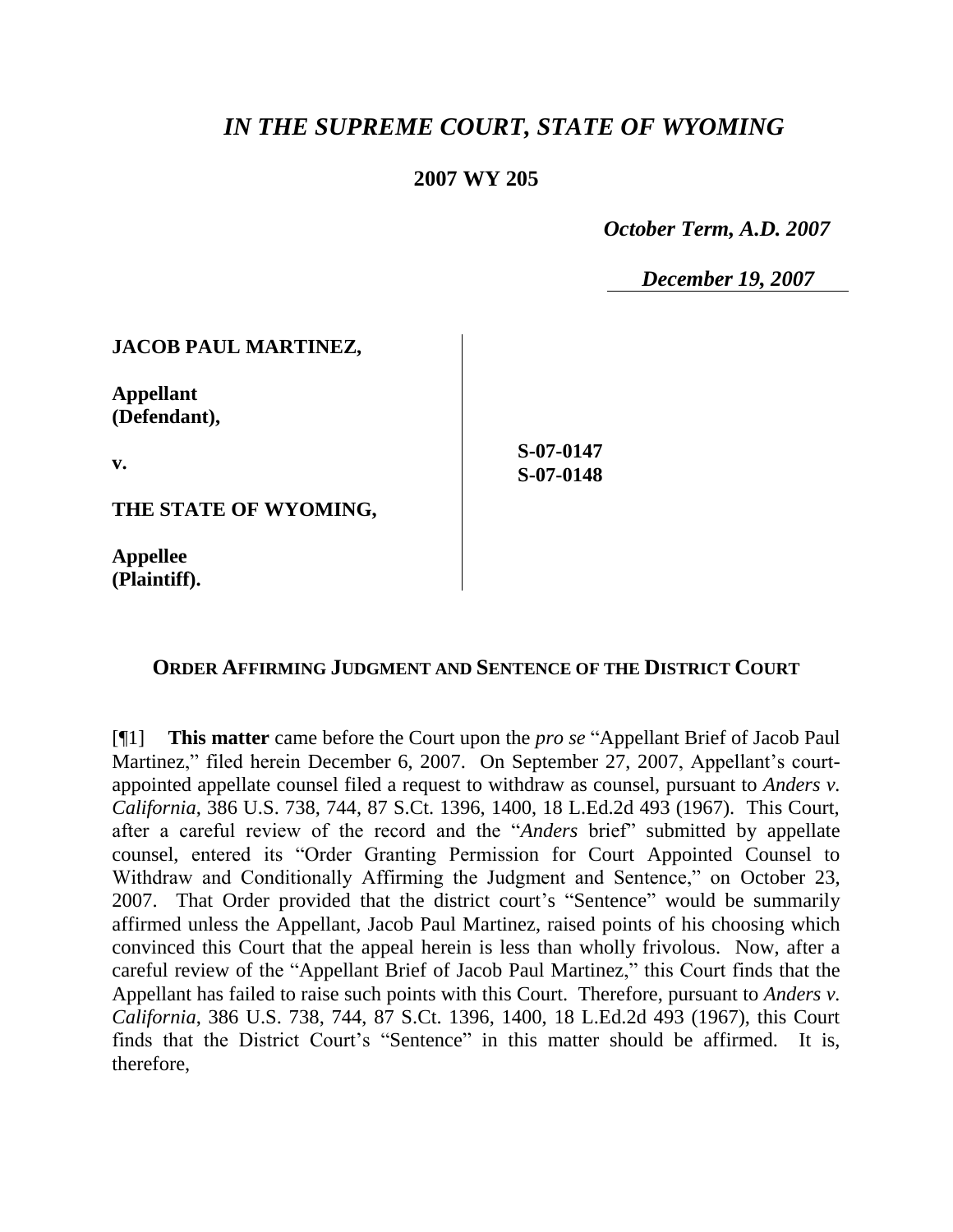# *IN THE SUPREME COURT, STATE OF WYOMING*

**2007 WY 205**

*October Term, A.D. 2007*

*December 19, 2007*

| | |
|---|---|
| **JACOB PAUL MARTINEZ,**<br><br>**Appellant (Defendant),**<br><br>**v.**<br><br>**THE STATE OF WYOMING,**<br><br>**Appellee (Plaintiff).** | **S-07-0147**<br>**S-07-0148** |

**ORDER AFFIRMING JUDGMENT AND SENTENCE OF THE DISTRICT COURT**

[¶1] **This matter** came before the Court upon the *pro se* "Appellant Brief of Jacob Paul Martinez," filed herein December 6, 2007. On September 27, 2007, Appellant's court-appointed appellate counsel filed a request to withdraw as counsel, pursuant to *Anders v. California*, 386 U.S. 738, 744, 87 S.Ct. 1396, 1400, 18 L.Ed.2d 493 (1967). This Court, after a careful review of the record and the "*Anders* brief" submitted by appellate counsel, entered its "Order Granting Permission for Court Appointed Counsel to Withdraw and Conditionally Affirming the Judgment and Sentence," on October 23, 2007. That Order provided that the district court's "Sentence" would be summarily affirmed unless the Appellant, Jacob Paul Martinez, raised points of his choosing which convinced this Court that the appeal herein is less than wholly frivolous. Now, after a careful review of the "Appellant Brief of Jacob Paul Martinez," this Court finds that the Appellant has failed to raise such points with this Court. Therefore, pursuant to *Anders v. California*, 386 U.S. 738, 744, 87 S.Ct. 1396, 1400, 18 L.Ed.2d 493 (1967), this Court finds that the District Court's "Sentence" in this matter should be affirmed. It is, therefore,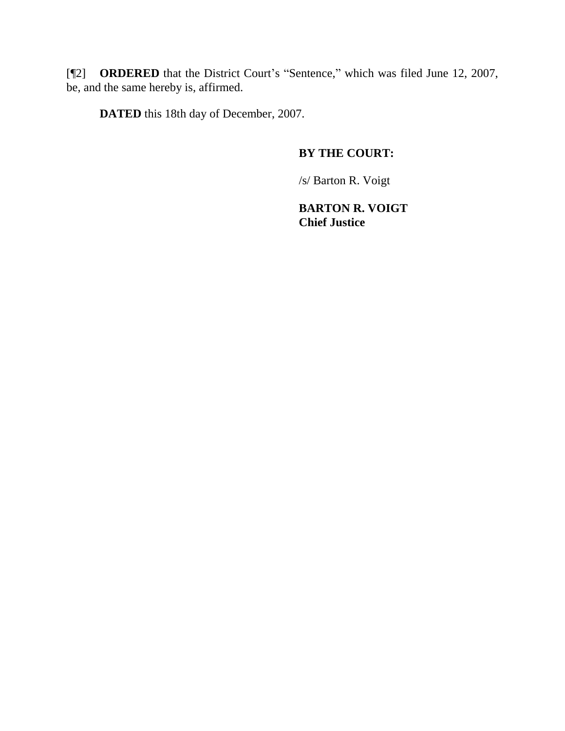[¶2] **ORDERED** that the District Court's "Sentence," which was filed June 12, 2007, be, and the same hereby is, affirmed.

**DATED** this 18th day of December, 2007.

**BY THE COURT:**

/s/ Barton R. Voigt

**BARTON R. VOIGT**
**Chief Justice**